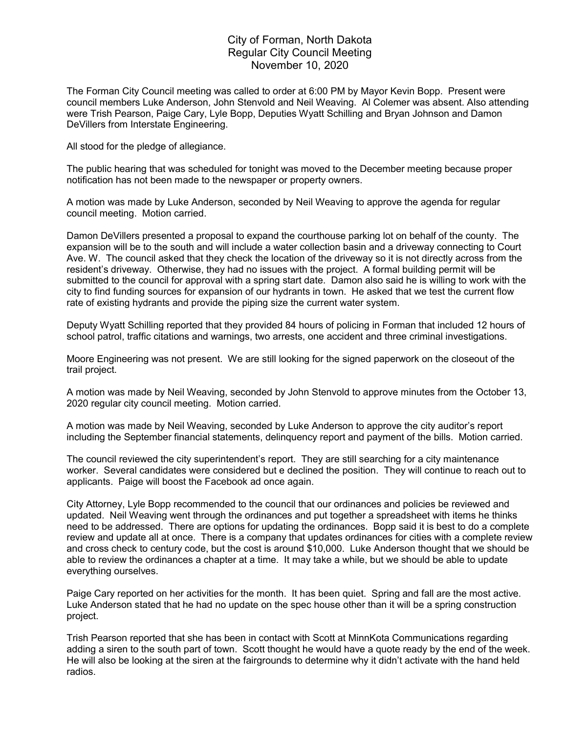# City of Forman, North Dakota
## Regular City Council Meeting
## November 10, 2020

The Forman City Council meeting was called to order at 6:00 PM by Mayor Kevin Bopp. Present were council members Luke Anderson, John Stenvold and Neil Weaving. Al Colemer was absent. Also attending were Trish Pearson, Paige Cary, Lyle Bopp, Deputies Wyatt Schilling and Bryan Johnson and Damon DeVillers from Interstate Engineering.

All stood for the pledge of allegiance.

The public hearing that was scheduled for tonight was moved to the December meeting because proper notification has not been made to the newspaper or property owners.

A motion was made by Luke Anderson, seconded by Neil Weaving to approve the agenda for regular council meeting. Motion carried.

Damon DeVillers presented a proposal to expand the courthouse parking lot on behalf of the county. The expansion will be to the south and will include a water collection basin and a driveway connecting to Court Ave. W. The council asked that they check the location of the driveway so it is not directly across from the resident's driveway. Otherwise, they had no issues with the project. A formal building permit will be submitted to the council for approval with a spring start date. Damon also said he is willing to work with the city to find funding sources for expansion of our hydrants in town. He asked that we test the current flow rate of existing hydrants and provide the piping size the current water system.

Deputy Wyatt Schilling reported that they provided 84 hours of policing in Forman that included 12 hours of school patrol, traffic citations and warnings, two arrests, one accident and three criminal investigations.

Moore Engineering was not present. We are still looking for the signed paperwork on the closeout of the trail project.

A motion was made by Neil Weaving, seconded by John Stenvold to approve minutes from the October 13, 2020 regular city council meeting. Motion carried.

A motion was made by Neil Weaving, seconded by Luke Anderson to approve the city auditor's report including the September financial statements, delinquency report and payment of the bills. Motion carried.

The council reviewed the city superintendent's report. They are still searching for a city maintenance worker. Several candidates were considered but e declined the position. They will continue to reach out to applicants. Paige will boost the Facebook ad once again.

City Attorney, Lyle Bopp recommended to the council that our ordinances and policies be reviewed and updated. Neil Weaving went through the ordinances and put together a spreadsheet with items he thinks need to be addressed. There are options for updating the ordinances. Bopp said it is best to do a complete review and update all at once. There is a company that updates ordinances for cities with a complete review and cross check to century code, but the cost is around $10,000. Luke Anderson thought that we should be able to review the ordinances a chapter at a time. It may take a while, but we should be able to update everything ourselves.

Paige Cary reported on her activities for the month. It has been quiet. Spring and fall are the most active. Luke Anderson stated that he had no update on the spec house other than it will be a spring construction project.

Trish Pearson reported that she has been in contact with Scott at MinnKota Communications regarding adding a siren to the south part of town. Scott thought he would have a quote ready by the end of the week. He will also be looking at the siren at the fairgrounds to determine why it didn't activate with the hand held radios.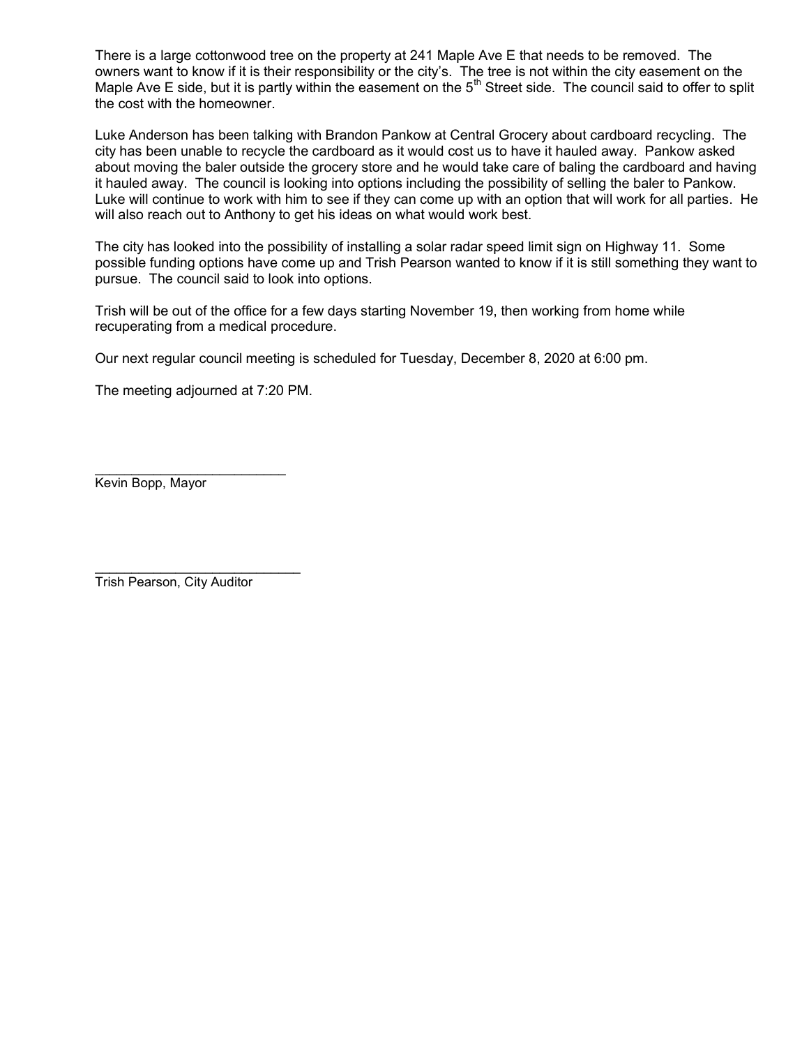There is a large cottonwood tree on the property at 241 Maple Ave E that needs to be removed. The owners want to know if it is their responsibility or the city's. The tree is not within the city easement on the Maple Ave E side, but it is partly within the easement on the 5th Street side. The council said to offer to split the cost with the homeowner.

Luke Anderson has been talking with Brandon Pankow at Central Grocery about cardboard recycling. The city has been unable to recycle the cardboard as it would cost us to have it hauled away. Pankow asked about moving the baler outside the grocery store and he would take care of baling the cardboard and having it hauled away. The council is looking into options including the possibility of selling the baler to Pankow. Luke will continue to work with him to see if they can come up with an option that will work for all parties. He will also reach out to Anthony to get his ideas on what would work best.

The city has looked into the possibility of installing a solar radar speed limit sign on Highway 11. Some possible funding options have come up and Trish Pearson wanted to know if it is still something they want to pursue. The council said to look into options.

Trish will be out of the office for a few days starting November 19, then working from home while recuperating from a medical procedure.

Our next regular council meeting is scheduled for Tuesday, December 8, 2020 at 6:00 pm.

The meeting adjourned at 7:20 PM.

___________________________
Kevin Bopp, Mayor

_____________________________
Trish Pearson, City Auditor